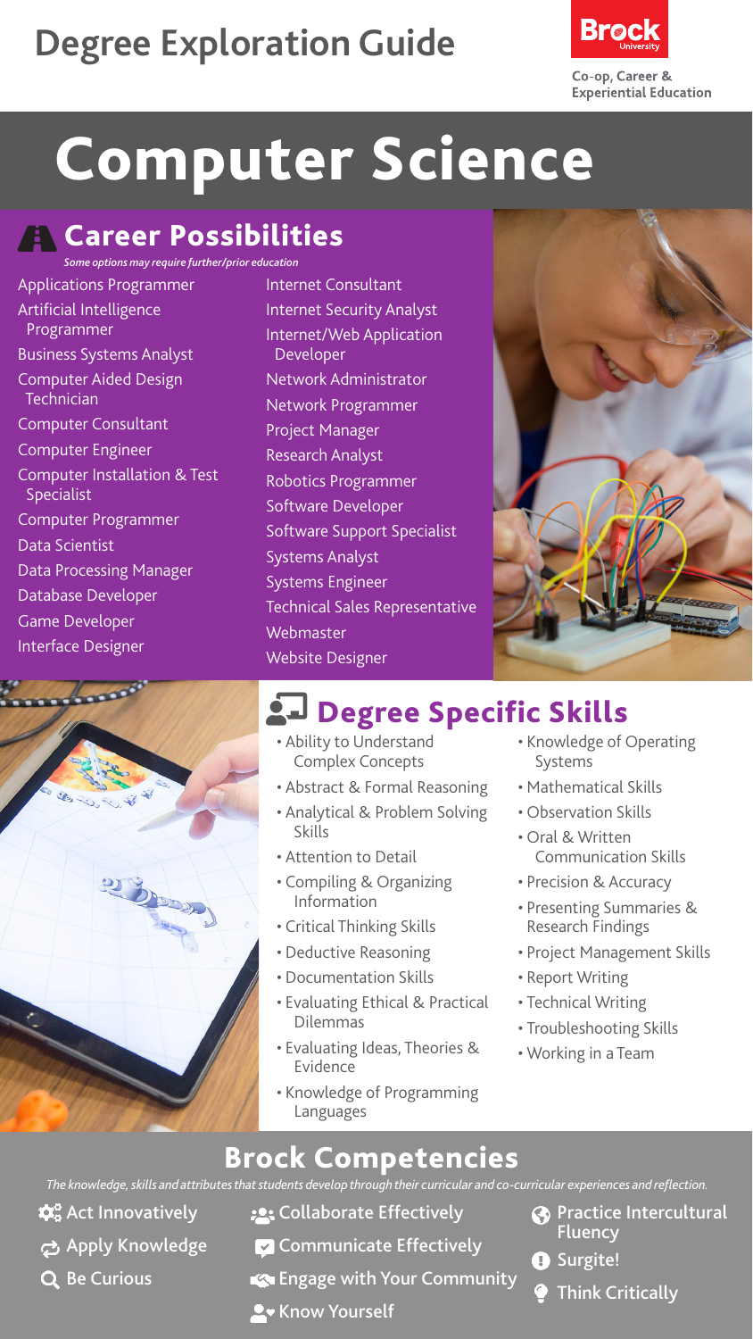# Degree Exploration Guide

Brock University

Co-op, Career & Experiential Education

# Computer Science

## Career Possibilities

*Some options may require further/prior education*

- Applications Programmer
- Artificial Intelligence Programmer
- Business Systems Analyst
- Computer Aided Design Technician
- Computer Consultant
- Computer Engineer
- Computer Installation & Test Specialist
- Computer Programmer
- Data Scientist
- Data Processing Manager
- Database Developer
- Game Developer
- Interface Designer
- Internet Consultant
- Internet Security Analyst
- Internet/Web Application Developer
- Network Administrator
- Network Programmer
- Project Manager
- Research Analyst
- Robotics Programmer
- Software Developer
- Software Support Specialist
- Systems Analyst
- Systems Engineer
- Technical Sales Representative
- Webmaster
- Website Designer

## Degree Specific Skills

- Ability to Understand Complex Concepts
- Abstract & Formal Reasoning
- Analytical & Problem Solving Skills
- Attention to Detail
- Compiling & Organizing Information
- Critical Thinking Skills
- Deductive Reasoning
- Documentation Skills
- Evaluating Ethical & Practical Dilemmas
- Evaluating Ideas, Theories & Evidence
- Knowledge of Programming Languages
- Knowledge of Operating Systems
- Mathematical Skills
- Observation Skills
- Oral & Written Communication Skills
- Precision & Accuracy
- Presenting Summaries & Research Findings
- Project Management Skills
- Report Writing
- Technical Writing
- Troubleshooting Skills
- Working in a Team

## Brock Competencies

*The knowledge, skills and attributes that students develop through their curricular and co-curricular experiences and reflection.*

- Act Innovatively
- Apply Knowledge
- Be Curious
- Collaborate Effectively
- Communicate Effectively
- Engage with Your Community
- Know Yourself
- Practice Intercultural Fluency
- Surgite!
- Think Critically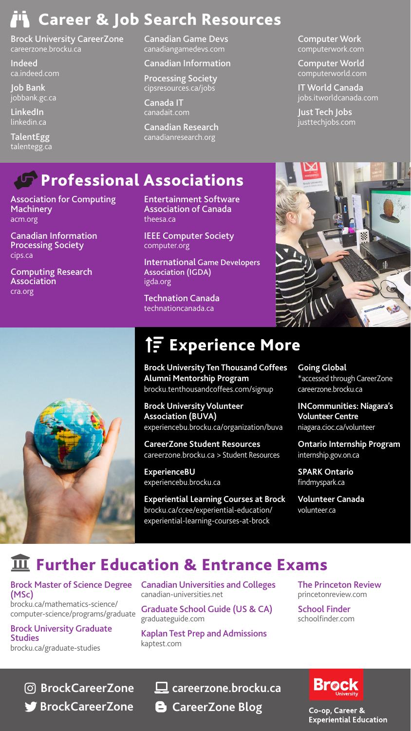# Career & Job Search Resources

**Brock University CareerZone**
careerzone.brocku.ca

**Indeed**
ca.indeed.com

**Job Bank**
jobbank.gc.ca

**LinkedIn**
linkedin.ca

**TalentEgg**
talentegg.ca

**Canadian Game Devs**
canadiangamedevs.com

**Canadian Information Processing Society**
cipsresources.ca/jobs

**Canada IT**
canadait.com

**Canadian Research**
canadianresearch.org

**Computer Work**
computerwork.com

**Computer World**
computerworld.com

**IT World Canada**
jobs.itworldcanada.com

**Just Tech Jobs**
justtechjobs.com

# Professional Associations

**Association for Computing Machinery**
acm.org

**Canadian Information Processing Society**
cips.ca

**Computing Research Association**
cra.org

**Entertainment Software Association of Canada**
theesa.ca

**IEEE Computer Society**
computer.org

**International Game Developers Association (IGDA)**
igda.org

**Technation Canada**
technationcanada.ca

# Experience More

**Brock University Ten Thousand Coffees Alumni Mentorship Program**
brocku.tenthousandcoffees.com/signup

**Brock University Volunteer Association (BUVA)**
experiencebu.brocku.ca/organization/buva

**CareerZone Student Resources**
careerzone.brocku.ca > Student Resources

**ExperienceBU**
experiencebu.brocku.ca

**Experiential Learning Courses at Brock**
brocku.ca/ccee/experiential-education/experiential-learning-courses-at-brock

**Going Global**
*accessed through CareerZone
careerzone.brocku.ca

**INCommunities: Niagara's Volunteer Centre**
niagara.cioc.ca/volunteer

**Ontario Internship Program**
internship.gov.on.ca

**SPARK Ontario**
findmyspark.ca

**Volunteer Canada**
volunteer.ca

# Further Education & Entrance Exams

**Brock Master of Science Degree (MSc)**
brocku.ca/mathematics-science/computer-science/programs/graduate

**Brock University Graduate Studies**
brocku.ca/graduate-studies

**Canadian Universities and Colleges**
canadian-universities.net

**Graduate School Guide (US & CA)**
graduateguide.com

**Kaplan Test Prep and Admissions**
kaptest.com

**The Princeton Review**
princetonreview.com

**School Finder**
schoolfinder.com

BrockCareerZone
BrockCareerZone
careerzone.brocku.ca
CareerZone Blog

Brock University
Co-op, Career & Experiential Education